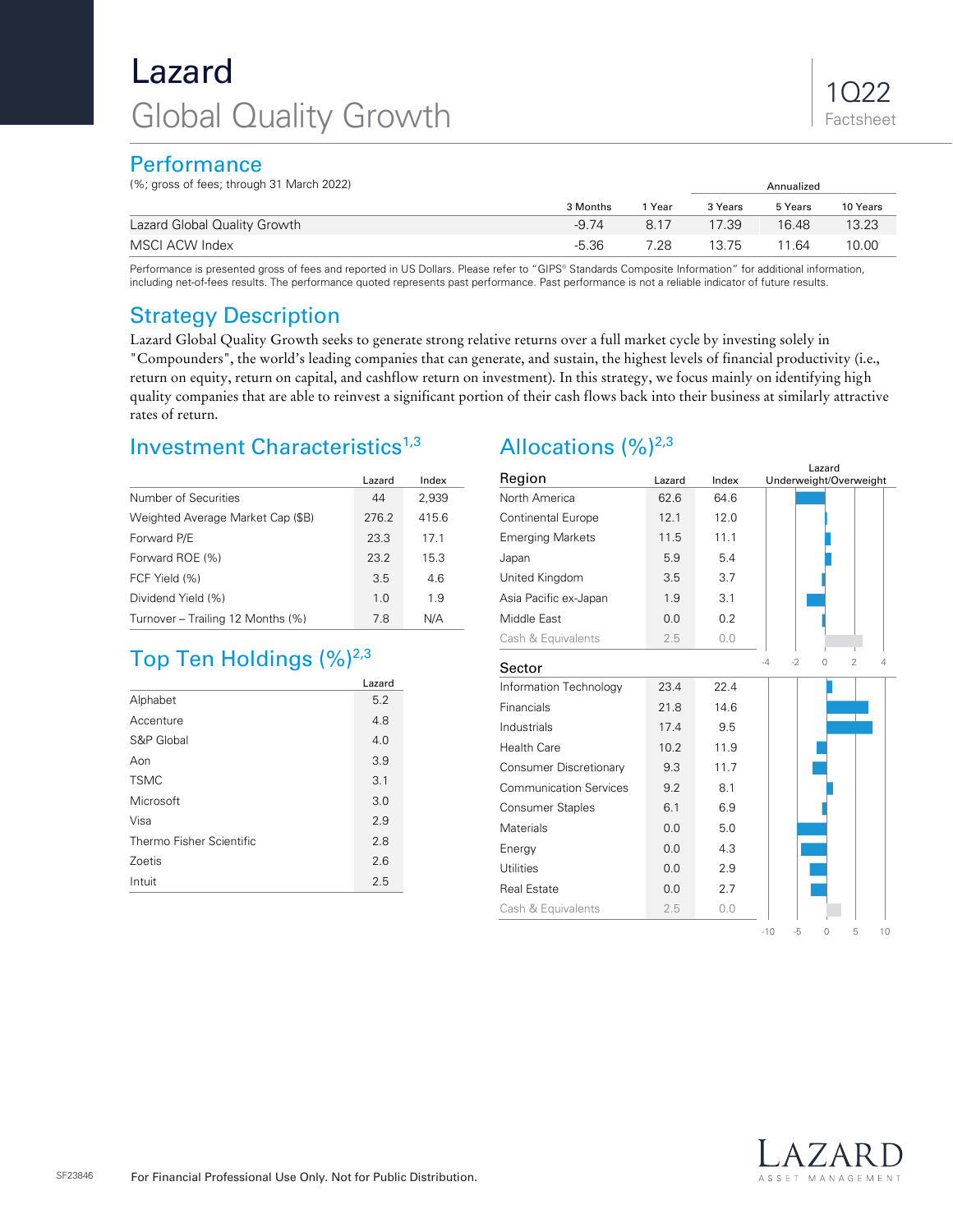# Lazard

## Global Quality Growth

1Q22
Factsheet

## Performance

(%; gross of fees; through 31 March 2022)

| | 3 Months | 1 Year | Annualized 3 Years | 5 Years | 10 Years |
|---|---|---|---|---|---|
| Lazard Global Quality Growth | -9.74 | 8.17 | 17.39 | 16.48 | 13.23 |
| MSCI ACW Index | -5.36 | 7.28 | 13.75 | 11.64 | 10.00 |

Performance is presented gross of fees and reported in US Dollars. Please refer to "GIPS® Standards Composite Information" for additional information, including net-of-fees results. The performance quoted represents past performance. Past performance is not a reliable indicator of future results.

## Strategy Description

Lazard Global Quality Growth seeks to generate strong relative returns over a full market cycle by investing solely in "Compounders", the world's leading companies that can generate, and sustain, the highest levels of financial productivity (i.e., return on equity, return on capital, and cashflow return on investment). In this strategy, we focus mainly on identifying high quality companies that are able to reinvest a significant portion of their cash flows back into their business at similarly attractive rates of return.

## Investment Characteristics[1,3]

| | Lazard | Index |
|---|---|---|
| Number of Securities | 44 | 2,939 |
| Weighted Average Market Cap ($B) | 276.2 | 415.6 |
| Forward P/E | 23.3 | 17.1 |
| Forward ROE (%) | 23.2 | 15.3 |
| FCF Yield (%) | 3.5 | 4.6 |
| Dividend Yield (%) | 1.0 | 1.9 |
| Turnover – Trailing 12 Months (%) | 7.8 | N/A |

## Top Ten Holdings (%)[2,3]

| | Lazard |
|---|---|
| Alphabet | 5.2 |
| Accenture | 4.8 |
| S&P Global | 4.0 |
| Aon | 3.9 |
| TSMC | 3.1 |
| Microsoft | 3.0 |
| Visa | 2.9 |
| Thermo Fisher Scientific | 2.8 |
| Zoetis | 2.6 |
| Intuit | 2.5 |

## Allocations (%)[2,3]

| Region | Lazard | Index |
|---|---|---|
| North America | 62.6 | 64.6 |
| Continental Europe | 12.1 | 12.0 |
| Emerging Markets | 11.5 | 11.1 |
| Japan | 5.9 | 5.4 |
| United Kingdom | 3.5 | 3.7 |
| Asia Pacific ex-Japan | 1.9 | 3.1 |
| Middle East | 0.0 | 0.2 |
| Cash & Equivalents | 2.5 | 0.0 |

| Sector | Lazard | Index |
|---|---|---|
| Information Technology | 23.4 | 22.4 |
| Financials | 21.8 | 14.6 |
| Industrials | 17.4 | 9.5 |
| Health Care | 10.2 | 11.9 |
| Consumer Discretionary | 9.3 | 11.7 |
| Communication Services | 9.2 | 8.1 |
| Consumer Staples | 6.1 | 6.9 |
| Materials | 0.0 | 5.0 |
| Energy | 0.0 | 4.3 |
| Utilities | 0.0 | 2.9 |
| Real Estate | 0.0 | 2.7 |
| Cash & Equivalents | 2.5 | 0.0 |

For Financial Professional Use Only. Not for Public Distribution.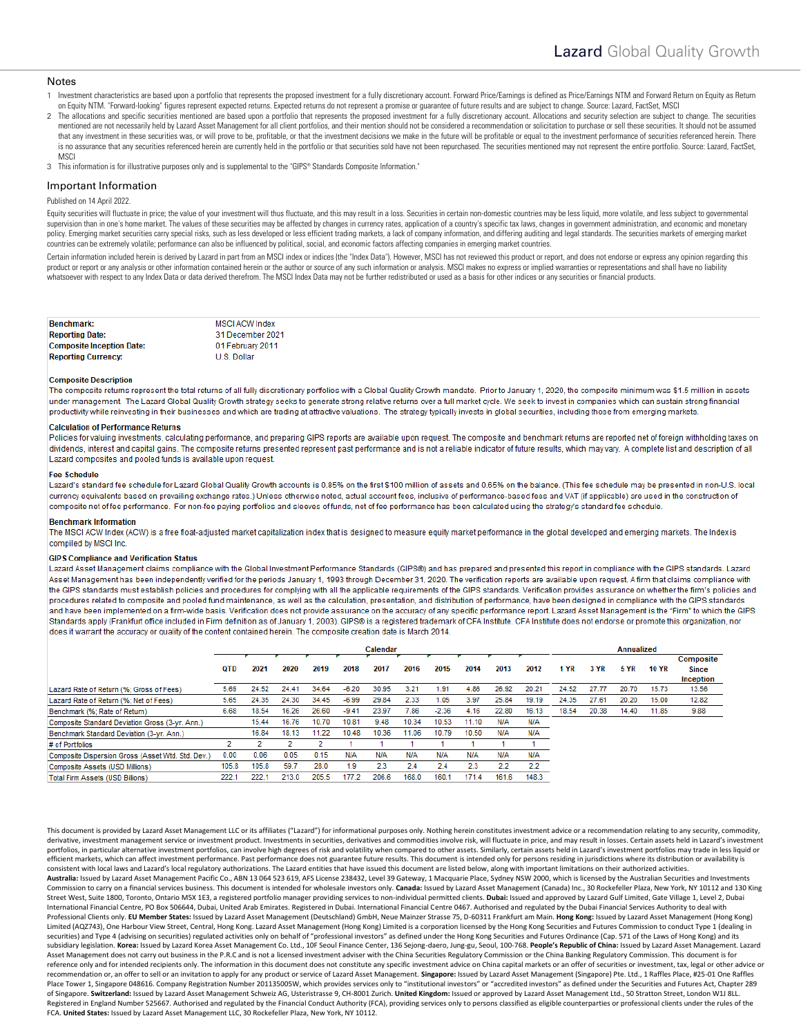## Notes

1. Investment characteristics are based upon a portfolio that represents the proposed investment for a fully discretionary account. Forward Price/Earnings is defined as Price/Earnings NTM and Forward Return on Equity as Return on Equity NTM. "Forward-looking" figures represent expected returns. Expected returns do not represent a promise or guarantee of future results and are subject to change. Source: Lazard, FactSet, MSCI
2. The allocations and specific securities mentioned are based upon a portfolio that represents the proposed investment for a fully discretionary account. Allocations and security selection are subject to change. The securities mentioned are not necessarily held by Lazard Asset Management for all client portfolios, and their mention should not be considered a recommendation or solicitation to purchase or sell these securities. It should not be assumed that any investment in these securities was, or will prove to be, profitable, or that the investment decisions we make in the future will be profitable or equal to the investment performance of securities referenced herein. There is no assurance that any securities referenced herein are currently held in the portfolio or that securities sold have not been repurchased. The securities mentioned may not represent the entire portfolio. Source: Lazard, FactSet, MSCI
3. This information is for illustrative purposes only and is supplemental to the "GIPS® Standards Composite Information."

## Important Information

Published on 14 April 2022.

Equity securities will fluctuate in price; the value of your investment will thus fluctuate, and this may result in a loss. Securities in certain non-domestic countries may be less liquid, more volatile, and less subject to governmental supervision than in one's home market. The values of these securities may be affected by changes in currency rates, application of a country's specific tax laws, changes in government administration, and economic and monetary policy. Emerging market securities carry special risks, such as less developed or less efficient trading markets, a lack of company information, and differing auditing and legal standards. The securities markets of emerging markets countries can be extremely volatile; performance can also be influenced by political, social, and economic factors affecting companies in emerging market countries.

Certain information included herein is derived by Lazard in part from an MSCI index or indices (the "Index Data"). However, MSCI has not reviewed this product or report, and does not endorse or express any opinion regarding this product or report or any analysis or other information contained herein or the author or source of any such information or analysis. MSCI makes no express or implied warranties or representations and shall have no liability whatsoever with respect to any Index Data or data derived therefrom. The MSCI Index Data may not be further redistributed or used as a basis for other indices or any securities or financial products.

| | |
|---|---|
| **Benchmark:** | MSCI ACW Index |
| **Reporting Date:** | 31 December 2021 |
| **Composite Inception Date:** | 01 February 2011 |
| **Reporting Currency:** | U.S. Dollar |

**Composite Description**

The composite returns represent the total returns of all fully discretionary portfolios with a Global Quality Growth mandate. Prior to January 1, 2020, the composite minimum was $1.5 million in assets under management. The Lazard Global Quality Growth strategy seeks to generate strong relative returns over a full market cycle. We seek to invest in companies which can sustain strong financial productivity while reinvesting in their businesses and which are trading at attractive valuations. The strategy typically invests in global securities, including those from emerging markets.

**Calculation of Performance Returns**

Policies for valuing investments, calculating performance, and preparing GIPS reports are available upon request. The composite and benchmark returns are reported net of foreign withholding taxes on dividends, interest and capital gains. The composite returns presented represent past performance and is not a reliable indicator of future results, which may vary. A complete list and description of all Lazard composites and pooled funds is available upon request.

**Fee Schedule**

Lazard's standard fee schedule for Lazard Global Quality Growth accounts is 0.85% on the first $100 million of assets and 0.65% on the balance. (This fee schedule may be presented in non-U.S. local currency equivalents based on prevailing exchange rates.) Unless otherwise noted, actual account fees, inclusive of performance-based fees and VAT (if applicable) are used in the construction of composite net of fee performance. For non-fee paying portfolios and sleeves of funds, net of fee performance has been calculated using the strategy's standard fee schedule.

**Benchmark Information**

The MSCI ACW Index (ACW) is a free float-adjusted market capitalization index that is designed to measure equity market performance in the global developed and emerging markets. The Index is compiled by MSCI Inc.

**GIPS Compliance and Verification Status**

Lazard Asset Management claims compliance with the Global Investment Performance Standards (GIPS®) and has prepared and presented this report in compliance with the GIPS standards. Lazard Asset Management has been independently verified for the periods January 1, 1993 through December 31, 2020. The verification reports are available upon request. A firm that claims compliance with the GIPS standards must establish policies and procedures for complying with all the applicable requirements of the GIPS standards. Verification provides assurance on whether the firm's policies and procedures related to composite and pooled fund maintenance, as well as the calculation, presentation, and distribution of performance, have been designed in compliance with the GIPS standards and have been implemented on a firm-wide basis. Verification does not provide assurance on the accuracy of any specific performance report. Lazard Asset Management is the "Firm" to which the GIPS Standards apply (Frankfurt office included in Firm definition as of January 1, 2003). GIPS® is a registered trademark of CFA Institute. CFA Institute does not endorse or promote this organization, nor does it warrant the accuracy or quality of the content contained herein. The composite creation date is March 2014.

| | Calendar | | | | | | | | | | | | Annualized | | | | | |
|---|---|---|---|---|---|---|---|---|---|---|---|---|---|---|---|---|---|---|
| | QTD | 2021 | 2020 | 2019 | 2018 | 2017 | 2016 | 2015 | 2014 | 2013 | 2012 | | 1 YR | 3 YR | 5 YR | 10 YR | Composite Since Inception |
| Lazard Rate of Return (%; Gross of Fees) | 5.69 | 24.52 | 24.41 | 34.64 | -6.20 | 30.95 | 3.21 | 1.91 | 4.86 | 26.92 | 20.21 | | 24.52 | 27.77 | 20.70 | 15.73 | 13.56 |
| Lazard Rate of Return (%; Net of Fees) | 5.65 | 24.35 | 24.30 | 34.45 | -6.99 | 29.84 | 2.33 | 1.05 | 3.97 | 25.84 | 19.19 | | 24.35 | 27.61 | 20.20 | 15.00 | 12.82 |
| Benchmark (%; Rate of Return) | 6.68 | 18.54 | 16.26 | 26.60 | -9.41 | 23.97 | 7.86 | -2.36 | 4.16 | 22.80 | 16.13 | | 18.54 | 20.38 | 14.40 | 11.85 | 9.88 |
| Composite Standard Deviation Gross (3-yr. Ann.) | | 15.44 | 16.76 | 10.70 | 10.81 | 9.48 | 10.34 | 10.53 | 11.10 | N/A | N/A | | | | | | |
| Benchmark Standard Deviation (3-yr. Ann.) | | 16.84 | 18.13 | 11.22 | 10.48 | 10.36 | 11.06 | 10.79 | 10.50 | N/A | N/A | | | | | | |
| # of Portfolios | 2 | 2 | 2 | 2 | 1 | 1 | 1 | 1 | 1 | 1 | 1 | | | | | | |
| Composite Dispersion Gross (Asset Wtd. Std. Dev.) | 0.00 | 0.06 | 0.05 | 0.15 | N/A | N/A | N/A | N/A | N/A | N/A | N/A | | | | | | |
| Composite Assets (USD Millions) | 105.8 | 105.8 | 59.7 | 28.0 | 1.9 | 2.3 | 2.4 | 2.4 | 2.3 | 2.2 | 2.2 | | | | | | |
| Total Firm Assets (USD Billions) | 222.1 | 222.1 | 213.0 | 205.5 | 177.2 | 206.6 | 168.0 | 160.1 | 171.4 | 161.6 | 148.3 | | | | | | |

This document is provided by Lazard Asset Management LLC or its affiliates ("Lazard") for informational purposes only. Nothing herein constitutes investment advice or a recommendation relating to any security, commodity, derivative, investment management service or investment product. Investments in securities, derivatives and commodities involve risk, will fluctuate in price, and may result in losses. Certain assets held in Lazard's investment portfolios, in particular alternative investment portfolios, can involve high degrees of risk and volatility when compared to other assets. Similarly, certain assets held in Lazard's investment portfolios may trade in less liquid or efficient markets, which can affect investment performance. Past performance does not guarantee future results. This document is intended only for persons residing in jurisdictions where its distribution or availability is consistent with local laws and Lazard's local regulatory authorizations. The Lazard entities that have issued this document are listed below, along with important limitations on their authorized activities.

**Australia:** Issued by Lazard Asset Management Pacific Co., ABN 13 064 523 619, AFS License 238432, Level 39 Gateway, 1 Macquarie Place, Sydney NSW 2000, which is licensed by the Australian Securities and Investments Commission to carry on a financial services business. This document is intended for wholesale investors only. **Canada:** Issued by Lazard Asset Management (Canada) Inc., 30 Rockefeller Plaza, New York, NY 10112 and 130 King Street West, Suite 1800, Toronto, Ontario M5X 1E3, a registered portfolio manager providing services to non-individual permitted clients. **Dubai:** Issued and approved by Lazard Gulf Limited, Gate Village 1, Level 2, Dubai International Financial Centre, PO Box 506644, Dubai, United Arab Emirates. Registered in Dubai. International Financial Centre 0467. Authorised and regulated by the Dubai Financial Services Authority to deal with Professional Clients only. **EU Member States:** Issued by Lazard Asset Management (Deutschland) GmbH, Neue Mainzer Strasse 75, D-60311 Frankfurt am Main. **Hong Kong:** Issued by Lazard Asset Management (Hong Kong) Limited (AQZ743), One Harbour View Street, Central, Hong Kong. Lazard Asset Management (Hong Kong) Limited is a corporation licensed by the Hong Kong Securities and Futures Commission to conduct Type 1 (dealing in securities) and Type 4 (advising on securities) regulated activities only on behalf of "professional investors" as defined under the Hong Kong Securities and Futures Ordinance (Cap. 571 of the Laws of Hong Kong) and its subsidiary legislation. **Korea:** Issued by Lazard Korea Asset Management Co. Ltd., 10F Seoul Finance Center, 136 Sejong-daero, Jung-gu, Seoul, 100-768. **People's Republic of China:** Issued by Lazard Asset Management. Lazard Asset Management does not carry out business in the P.R.C and is not a licensed investment adviser with the China Securities Regulatory Commission or the China Banking Regulatory Commission. This document is for reference only and for intended recipients only. The information in this document does not constitute any specific investment advice on China capital markets or an offer of securities or investment, tax, legal or other advice or recommendation or, an offer to sell or an invitation to apply for any product or service of Lazard Asset Management. **Singapore:** Issued by Lazard Asset Management (Singapore) Pte. Ltd., 1 Raffles Place, #25-01 One Raffles Place Tower 1, Singapore 048616. Company Registration Number 201135005W, which provides services only to "institutional investors" or "accredited investors" as defined under the Securities and Futures Act, Chapter 289 of Singapore. **Switzerland:** Issued by Lazard Asset Management Schweiz AG, Usteristrasse 9, CH-8001 Zurich. **United Kingdom:** Issued or approved by Lazard Asset Management Ltd., 50 Stratton Street, London W1J 8LL. Registered in England Number 525667. Authorised and regulated by the Financial Conduct Authority (FCA), providing services only to persons classified as eligible counterparties or professional clients under the rules of the FCA. **United States:** Issued by Lazard Asset Management LLC, 30 Rockefeller Plaza, New York, NY 10112.